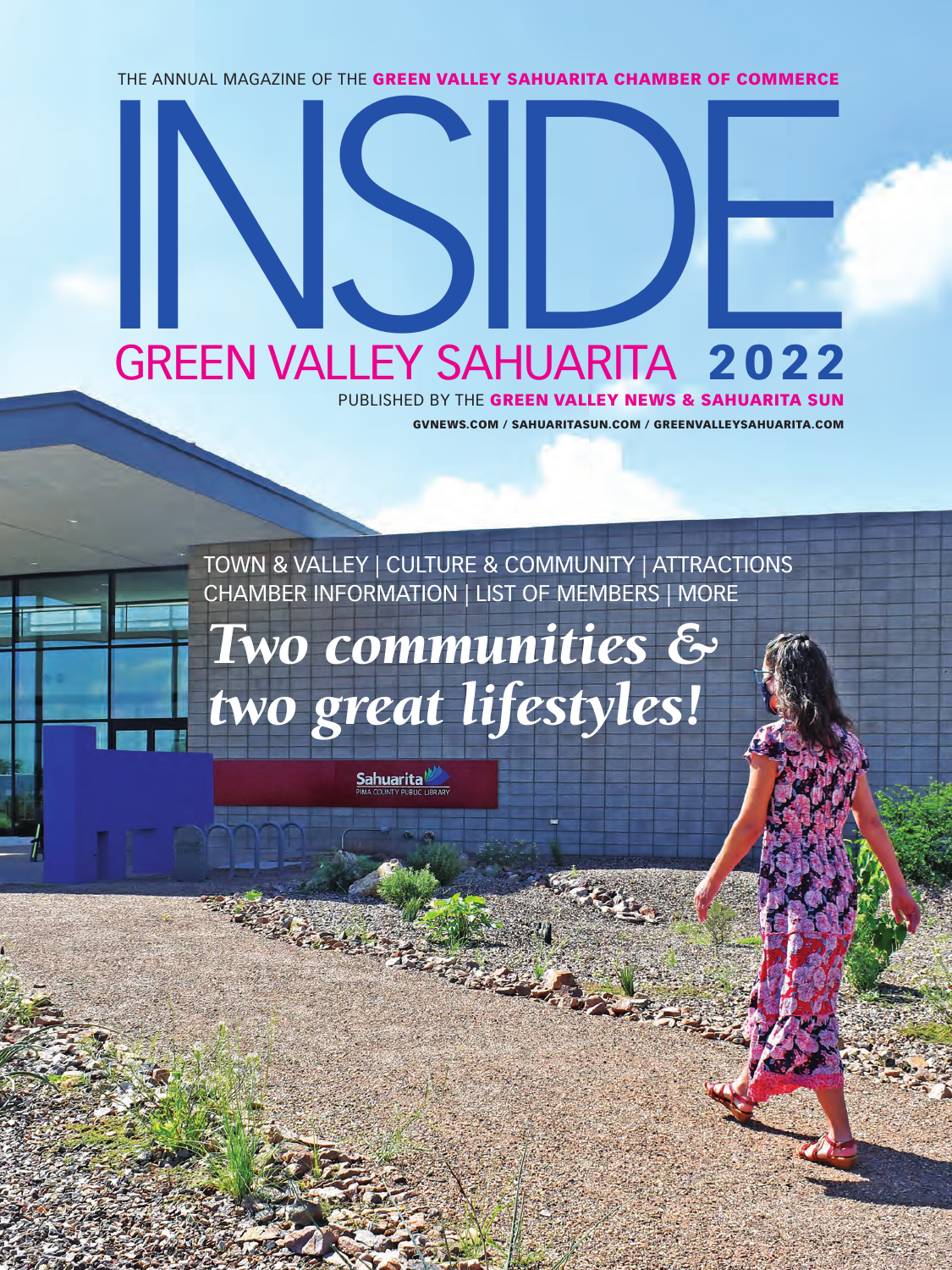THE ANNUAL MAGAZINE OF THE **GREEN VALLEY SAHUARITA CHAMBER OF COMMERCE**

# INSIDE

## GREEN VALLEY SAHUARITA **2022**

PUBLISHED BY THE **GREEN VALLEY NEWS & SAHUARITA SUN**

**GVNEWS.COM / SAHUARITASUN.COM / GREENVALLEYSAHUARITA.COM**

TOWN & VALLEY | CULTURE & COMMUNITY | ATTRACTIONS
CHAMBER INFORMATION | LIST OF MEMBERS | MORE

***Two communities & two great lifestyles!***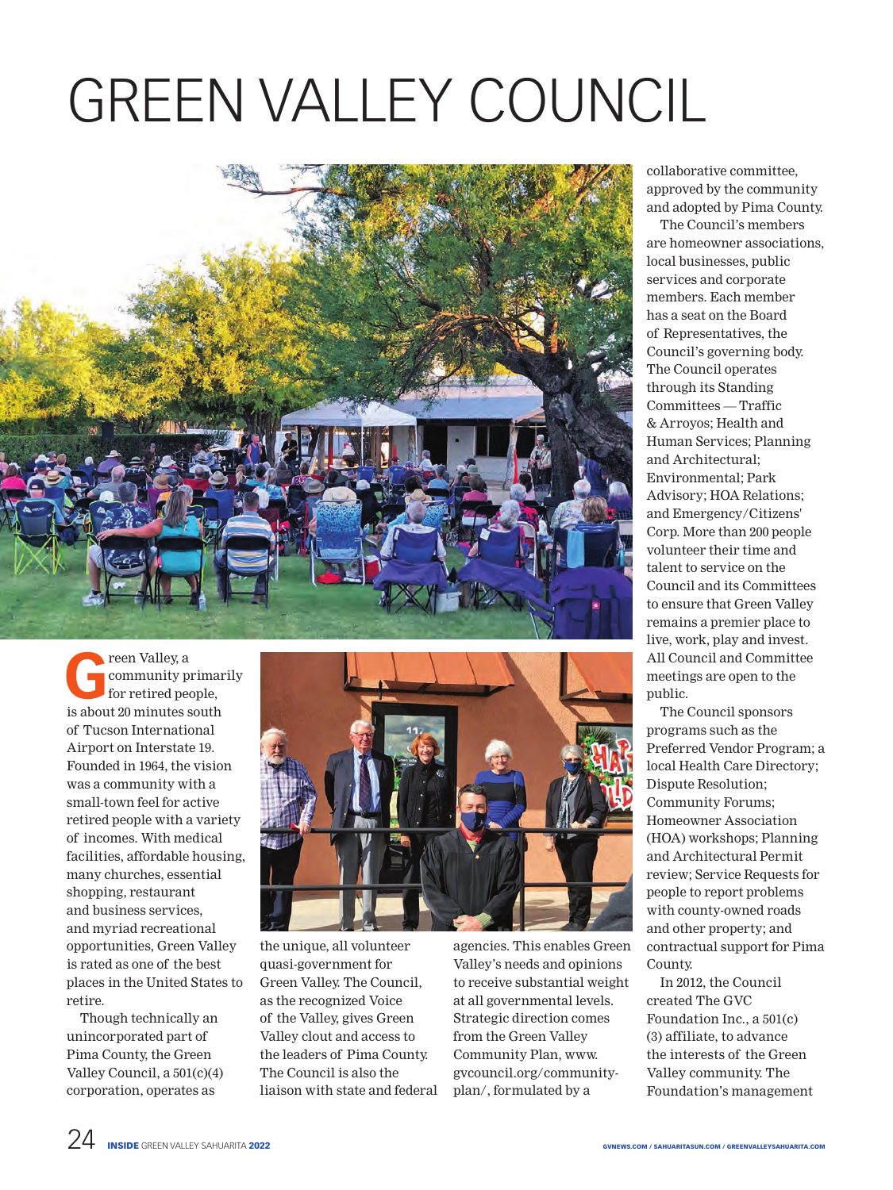# GREEN VALLEY COUNCIL

Green Valley, a community primarily for retired people, is about 20 minutes south of Tucson International Airport on Interstate 19. Founded in 1964, the vision was a community with a small-town feel for active retired people with a variety of incomes. With medical facilities, affordable housing, many churches, essential shopping, restaurant and business services, and myriad recreational opportunities, Green Valley is rated as one of the best places in the United States to retire.

Though technically an unincorporated part of Pima County, the Green Valley Council, a 501(c)(4) corporation, operates as the unique, all volunteer quasi-government for Green Valley. The Council, as the recognized Voice of the Valley, gives Green Valley clout and access to the leaders of Pima County. The Council is also the liaison with state and federal agencies. This enables Green Valley's needs and opinions to receive substantial weight at all governmental levels. Strategic direction comes from the Green Valley Community Plan, www.gvcouncil.org/community-plan/, formulated by a collaborative committee, approved by the community and adopted by Pima County.

The Council's members are homeowner associations, local businesses, public services and corporate members. Each member has a seat on the Board of Representatives, the Council's governing body. The Council operates through its Standing Committees — Traffic & Arroyos; Health and Human Services; Planning and Architectural; Environmental; Park Advisory; HOA Relations; and Emergency/Citizens' Corp. More than 200 people volunteer their time and talent to service on the Council and its Committees to ensure that Green Valley remains a premier place to live, work, play and invest. All Council and Committee meetings are open to the public.

The Council sponsors programs such as the Preferred Vendor Program; a local Health Care Directory; Dispute Resolution; Community Forums; Homeowner Association (HOA) workshops; Planning and Architectural Permit review; Service Requests for people to report problems with county-owned roads and other property; and contractual support for Pima County.

In 2012, the Council created The GVC Foundation Inc., a 501(c)(3) affiliate, to advance the interests of the Green Valley community. The Foundation's management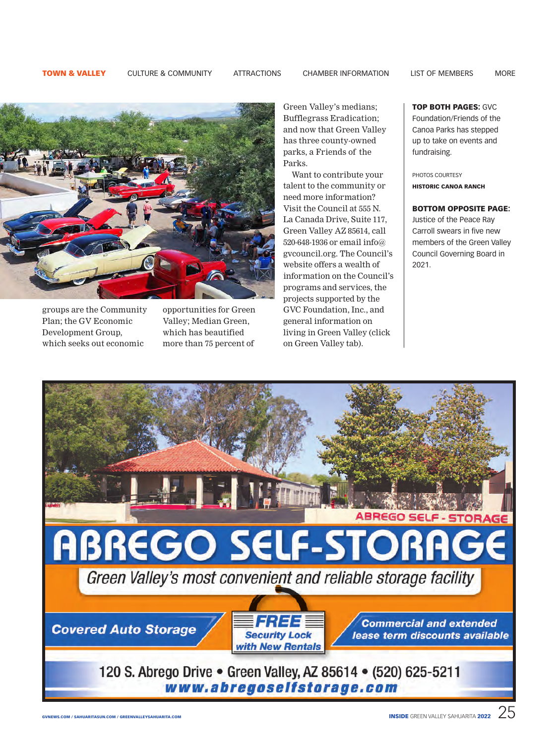groups are the Community Plan; the GV Economic Development Group, which seeks out economic opportunities for Green Valley; Median Green, which has beautified more than 75 percent of Green Valley's medians; Bufflegrass Eradication; and now that Green Valley has three county-owned parks, a Friends of the Parks.

Want to contribute your talent to the community or need more information? Visit the Council at 555 N. La Canada Drive, Suite 117, Green Valley AZ 85614, call 520-648-1936 or email info@gvcouncil.org. The Council's website offers a wealth of information on the Council's programs and services, the projects supported by the GVC Foundation, Inc., and general information on living in Green Valley (click on Green Valley tab).

**TOP BOTH PAGES:** GVC Foundation/Friends of the Canoa Parks has stepped up to take on events and fundraising.

PHOTOS COURTESY
**HISTORIC CANOA RANCH**

**BOTTOM OPPOSITE PAGE:** Justice of the Peace Ray Carroll swears in five new members of the Green Valley Council Governing Board in 2021.

ABREGO SELF-STORAGE

# ABREGO SELF-STORAGE

*Green Valley's most convenient and reliable storage facility*

**Covered Auto Storage**

**FREE Security Lock with New Rentals**

**Commercial and extended lease term discounts available**

120 S. Abrego Drive • Green Valley, AZ 85614 • (520) 625-5211
www.abregoselfstorage.com